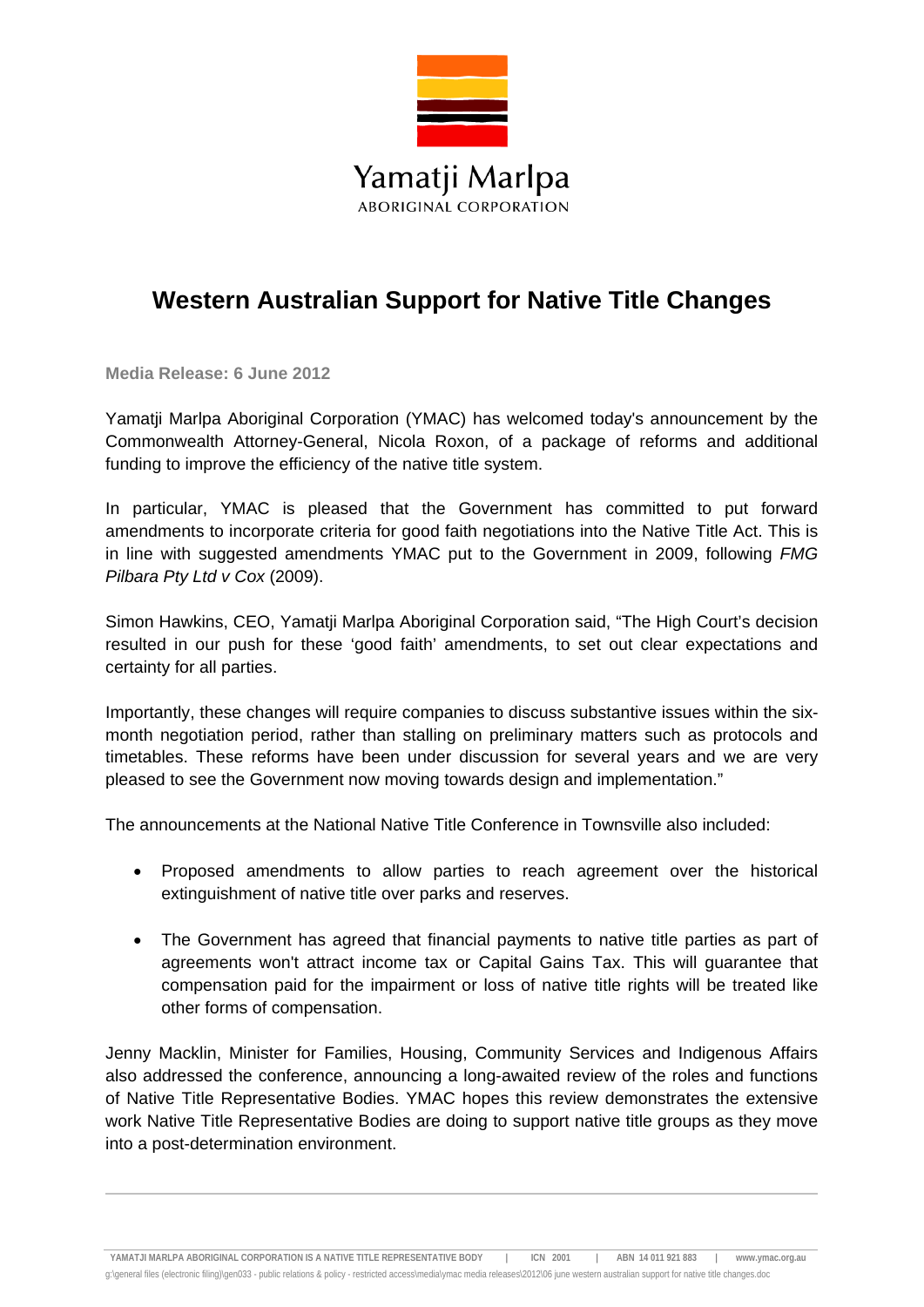Yamatji Marlpa

ABORIGINAL CORPORATION

# Western Australian Support for Native Title Changes

**Media Release: 6 June 2012**

Yamatji Marlpa Aboriginal Corporation (YMAC) has welcomed today's announcement by the Commonwealth Attorney-General, Nicola Roxon, of a package of reforms and additional funding to improve the efficiency of the native title system.

In particular, YMAC is pleased that the Government has committed to put forward amendments to incorporate criteria for good faith negotiations into the Native Title Act. This is in line with suggested amendments YMAC put to the Government in 2009, following *FMG Pilbara Pty Ltd v Cox* (2009).

Simon Hawkins, CEO, Yamatji Marlpa Aboriginal Corporation said, "The High Court's decision resulted in our push for these 'good faith' amendments, to set out clear expectations and certainty for all parties.

Importantly, these changes will require companies to discuss substantive issues within the six-month negotiation period, rather than stalling on preliminary matters such as protocols and timetables. These reforms have been under discussion for several years and we are very pleased to see the Government now moving towards design and implementation."

The announcements at the National Native Title Conference in Townsville also included:

- Proposed amendments to allow parties to reach agreement over the historical extinguishment of native title over parks and reserves.
- The Government has agreed that financial payments to native title parties as part of agreements won't attract income tax or Capital Gains Tax. This will guarantee that compensation paid for the impairment or loss of native title rights will be treated like other forms of compensation.

Jenny Macklin, Minister for Families, Housing, Community Services and Indigenous Affairs also addressed the conference, announcing a long-awaited review of the roles and functions of Native Title Representative Bodies. YMAC hopes this review demonstrates the extensive work Native Title Representative Bodies are doing to support native title groups as they move into a post-determination environment.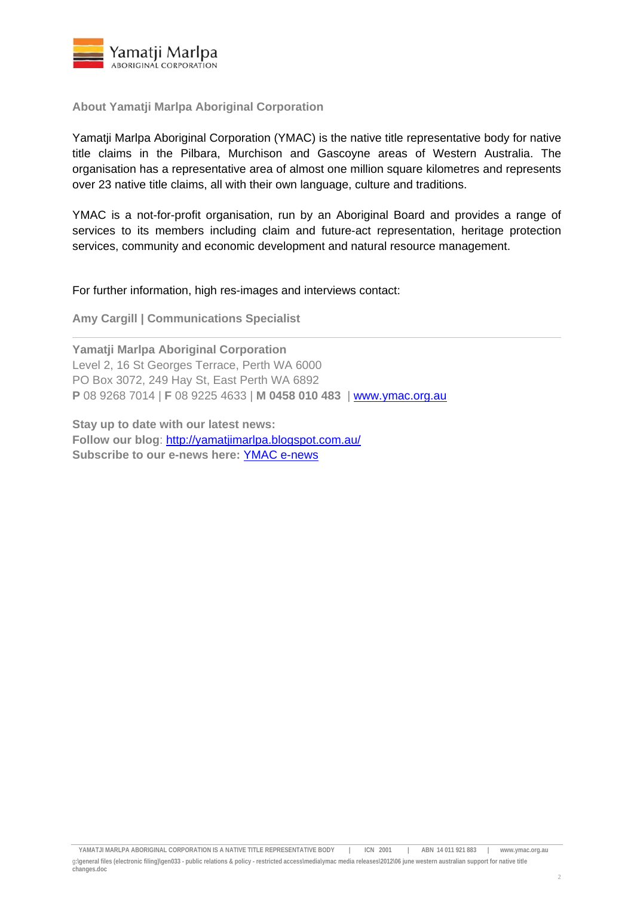### About Yamatji Marlpa Aboriginal Corporation

Yamatji Marlpa Aboriginal Corporation (YMAC) is the native title representative body for native title claims in the Pilbara, Murchison and Gascoyne areas of Western Australia. The organisation has a representative area of almost one million square kilometres and represents over 23 native title claims, all with their own language, culture and traditions.

YMAC is a not-for-profit organisation, run by an Aboriginal Board and provides a range of services to its members including claim and future-act representation, heritage protection services, community and economic development and natural resource management.

For further information, high res-images and interviews contact:

**Amy Cargill | Communications Specialist**

---

**Yamatji Marlpa Aboriginal Corporation**
Level 2, 16 St Georges Terrace, Perth WA 6000
PO Box 3072, 249 Hay St, East Perth WA 6892
**P** 08 9268 7014 | **F** 08 9225 4633 | **M 0458 010 483** | www.ymac.org.au

**Stay up to date with our latest news:**
**Follow our blog**: http://yamatjimarlpa.blogspot.com.au/
**Subscribe to our e-news here:** YMAC e-news